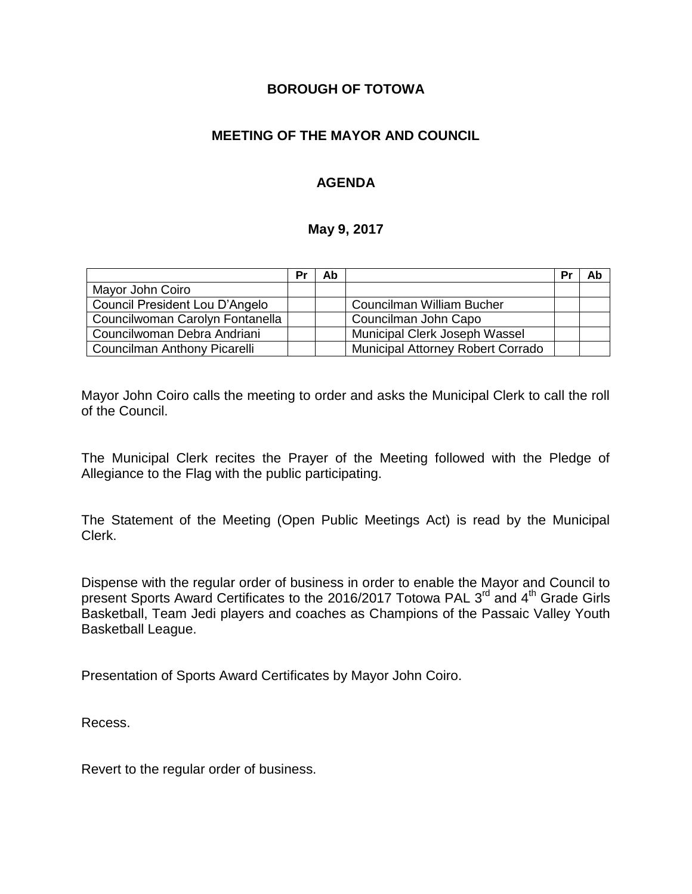**BOROUGH OF TOTOWA**

**MEETING OF THE MAYOR AND COUNCIL**

**AGENDA**

**May 9, 2017**

| | Pr | Ab | | Pr | Ab |
|---|---|---|---|---|---|
| Mayor John Coiro | | | | | |
| Council President Lou D'Angelo | | | Councilman William Bucher | | |
| Councilwoman Carolyn Fontanella | | | Councilman John Capo | | |
| Councilwoman Debra Andriani | | | Municipal Clerk Joseph Wassel | | |
| Councilman Anthony Picarelli | | | Municipal Attorney Robert Corrado | | |

Mayor John Coiro calls the meeting to order and asks the Municipal Clerk to call the roll of the Council.

The Municipal Clerk recites the Prayer of the Meeting followed with the Pledge of Allegiance to the Flag with the public participating.

The Statement of the Meeting (Open Public Meetings Act) is read by the Municipal Clerk.

Dispense with the regular order of business in order to enable the Mayor and Council to present Sports Award Certificates to the 2016/2017 Totowa PAL 3rd and 4th Grade Girls Basketball, Team Jedi players and coaches as Champions of the Passaic Valley Youth Basketball League.

Presentation of Sports Award Certificates by Mayor John Coiro.

Recess.

Revert to the regular order of business.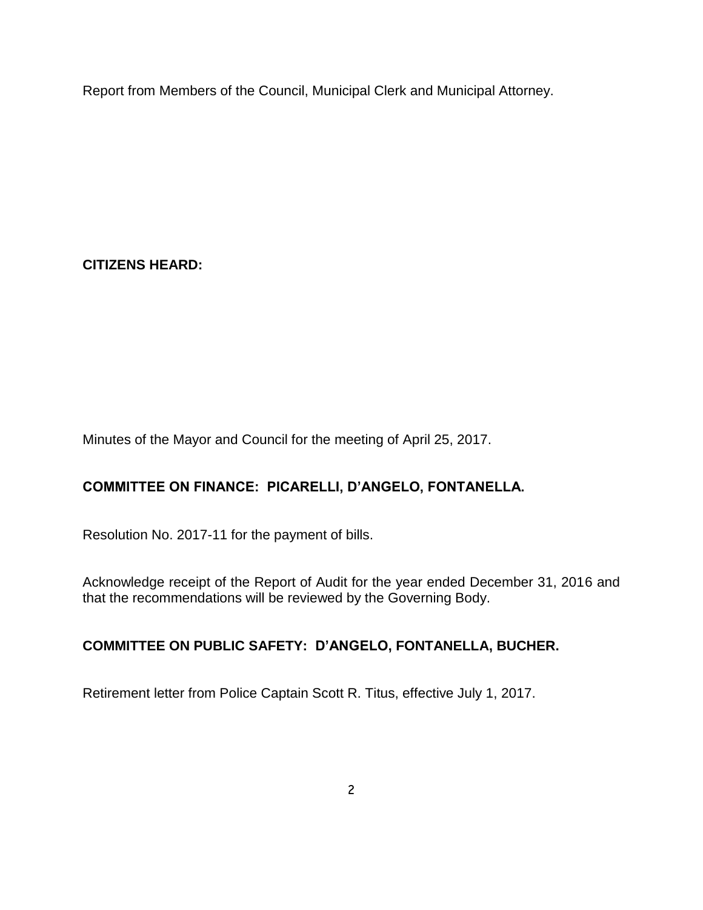Report from Members of the Council, Municipal Clerk and Municipal Attorney.

**CITIZENS HEARD:**

Minutes of the Mayor and Council for the meeting of April 25, 2017.

**COMMITTEE ON FINANCE: PICARELLI, D'ANGELO, FONTANELLA.**

Resolution No. 2017-11 for the payment of bills.

Acknowledge receipt of the Report of Audit for the year ended December 31, 2016 and that the recommendations will be reviewed by the Governing Body.

**COMMITTEE ON PUBLIC SAFETY: D'ANGELO, FONTANELLA, BUCHER.**

Retirement letter from Police Captain Scott R. Titus, effective July 1, 2017.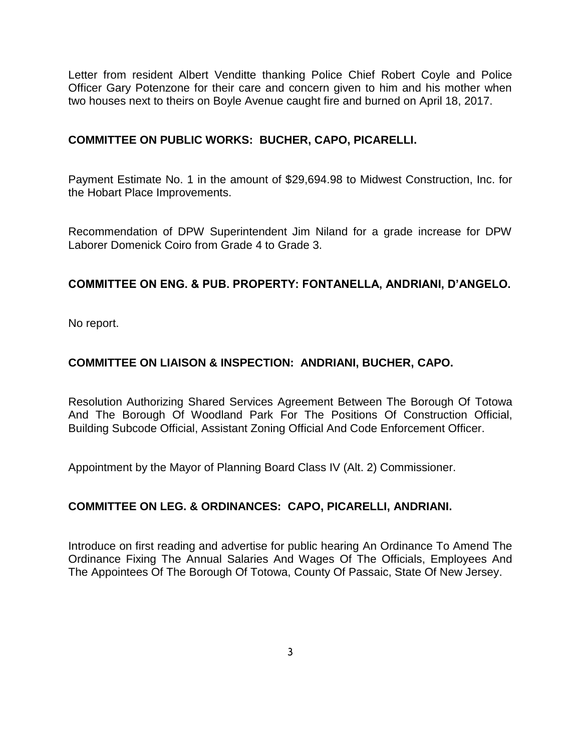Letter from resident Albert Venditte thanking Police Chief Robert Coyle and Police Officer Gary Potenzone for their care and concern given to him and his mother when two houses next to theirs on Boyle Avenue caught fire and burned on April 18, 2017.

**COMMITTEE ON PUBLIC WORKS: BUCHER, CAPO, PICARELLI.**

Payment Estimate No. 1 in the amount of $29,694.98 to Midwest Construction, Inc. for the Hobart Place Improvements.

Recommendation of DPW Superintendent Jim Niland for a grade increase for DPW Laborer Domenick Coiro from Grade 4 to Grade 3.

**COMMITTEE ON ENG. & PUB. PROPERTY: FONTANELLA, ANDRIANI, D'ANGELO.**

No report.

**COMMITTEE ON LIAISON & INSPECTION: ANDRIANI, BUCHER, CAPO.**

Resolution Authorizing Shared Services Agreement Between The Borough Of Totowa And The Borough Of Woodland Park For The Positions Of Construction Official, Building Subcode Official, Assistant Zoning Official And Code Enforcement Officer.

Appointment by the Mayor of Planning Board Class IV (Alt. 2) Commissioner.

**COMMITTEE ON LEG. & ORDINANCES: CAPO, PICARELLI, ANDRIANI.**

Introduce on first reading and advertise for public hearing An Ordinance To Amend The Ordinance Fixing The Annual Salaries And Wages Of The Officials, Employees And The Appointees Of The Borough Of Totowa, County Of Passaic, State Of New Jersey.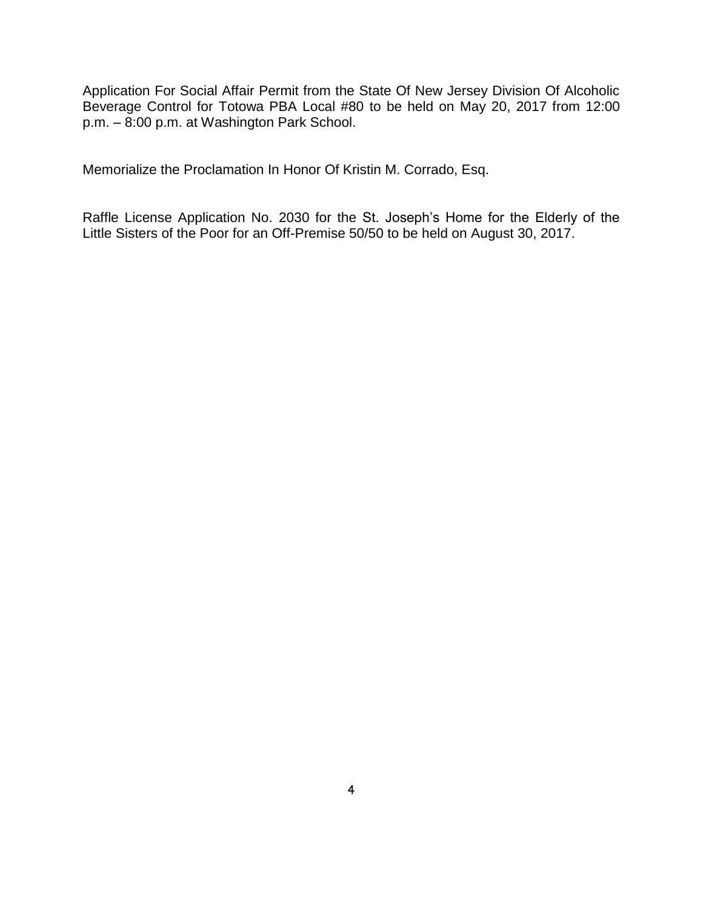Application For Social Affair Permit from the State Of New Jersey Division Of Alcoholic Beverage Control for Totowa PBA Local #80 to be held on May 20, 2017 from 12:00 p.m. – 8:00 p.m. at Washington Park School.

Memorialize the Proclamation In Honor Of Kristin M. Corrado, Esq.

Raffle License Application No. 2030 for the St. Joseph's Home for the Elderly of the Little Sisters of the Poor for an Off-Premise 50/50 to be held on August 30, 2017.